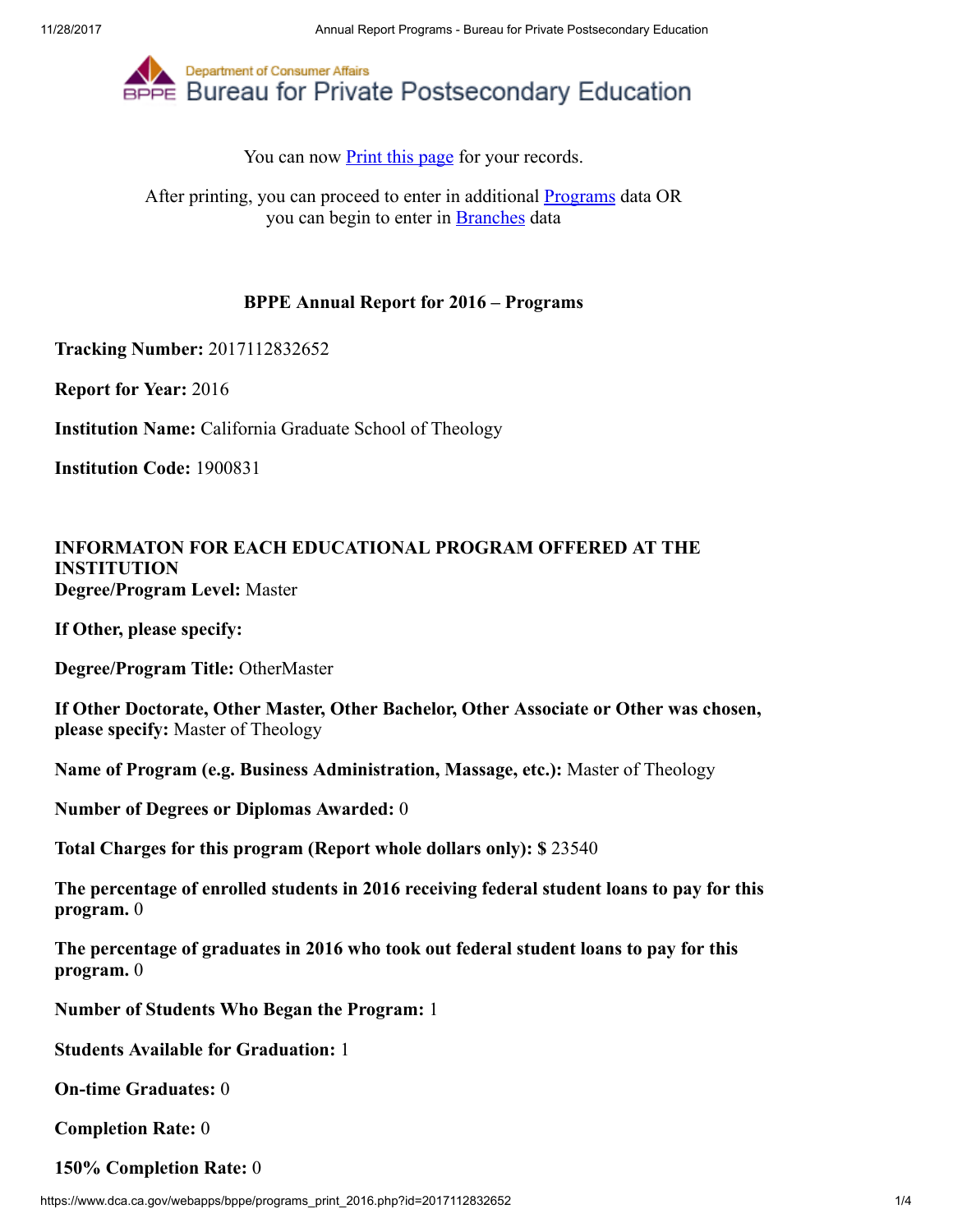Department of Consumer Affairs
# Bureau for Private Postsecondary Education

You can now Print this page for your records.

After printing, you can proceed to enter in additional Programs data OR you can begin to enter in Branches data

## BPPE Annual Report for 2016 – Programs

**Tracking Number:** 2017112832652

**Report for Year:** 2016

**Institution Name:** California Graduate School of Theology

**Institution Code:** 1900831

**INFORMATON FOR EACH EDUCATIONAL PROGRAM OFFERED AT THE INSTITUTION**
**Degree/Program Level:** Master

**If Other, please specify:**

**Degree/Program Title:** OtherMaster

**If Other Doctorate, Other Master, Other Bachelor, Other Associate or Other was chosen, please specify:** Master of Theology

**Name of Program (e.g. Business Administration, Massage, etc.):** Master of Theology

**Number of Degrees or Diplomas Awarded:** 0

**Total Charges for this program (Report whole dollars only): $** 23540

**The percentage of enrolled students in 2016 receiving federal student loans to pay for this program.** 0

**The percentage of graduates in 2016 who took out federal student loans to pay for this program.** 0

**Number of Students Who Began the Program:** 1

**Students Available for Graduation:** 1

**On-time Graduates:** 0

**Completion Rate:** 0

**150% Completion Rate:** 0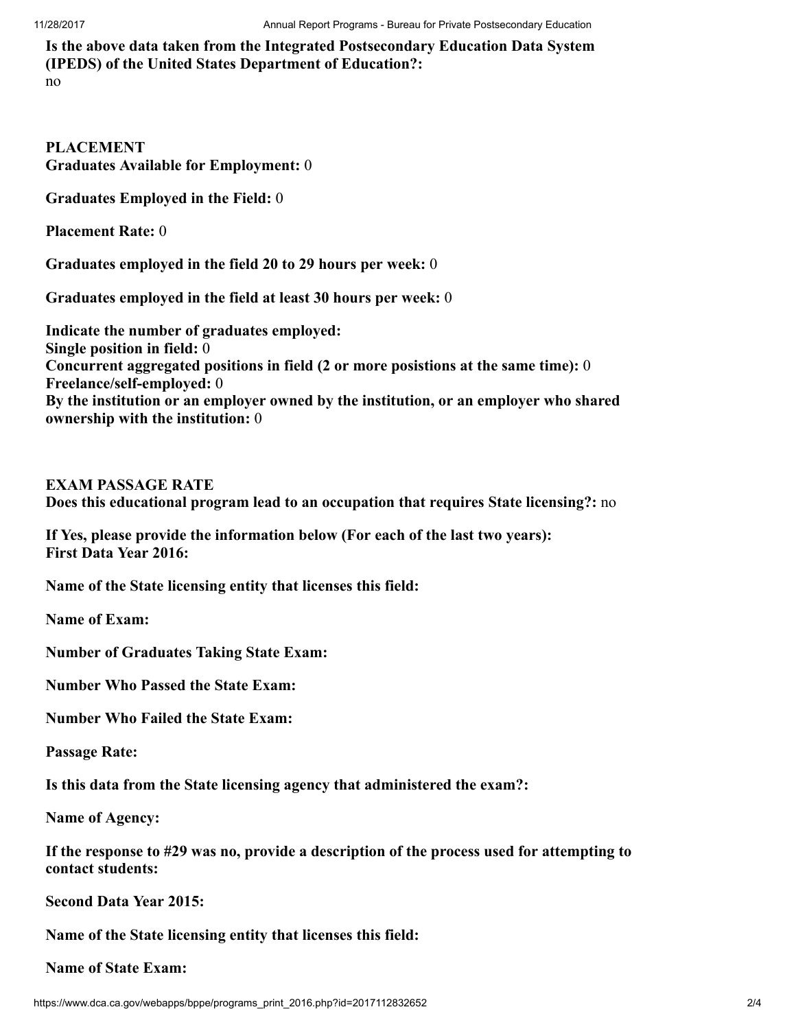**Is the above data taken from the Integrated Postsecondary Education Data System (IPEDS) of the United States Department of Education?:**
no

**PLACEMENT**
**Graduates Available for Employment:** 0

**Graduates Employed in the Field:** 0

**Placement Rate:** 0

**Graduates employed in the field 20 to 29 hours per week:** 0

**Graduates employed in the field at least 30 hours per week:** 0

**Indicate the number of graduates employed:**
**Single position in field:** 0
**Concurrent aggregated positions in field (2 or more posistions at the same time):** 0
**Freelance/self-employed:** 0
**By the institution or an employer owned by the institution, or an employer who shared ownership with the institution:** 0

**EXAM PASSAGE RATE**
**Does this educational program lead to an occupation that requires State licensing?:** no

**If Yes, please provide the information below (For each of the last two years):**
**First Data Year 2016:**

**Name of the State licensing entity that licenses this field:**

**Name of Exam:**

**Number of Graduates Taking State Exam:**

**Number Who Passed the State Exam:**

**Number Who Failed the State Exam:**

**Passage Rate:**

**Is this data from the State licensing agency that administered the exam?:**

**Name of Agency:**

**If the response to #29 was no, provide a description of the process used for attempting to contact students:**

**Second Data Year 2015:**

**Name of the State licensing entity that licenses this field:**

**Name of State Exam:**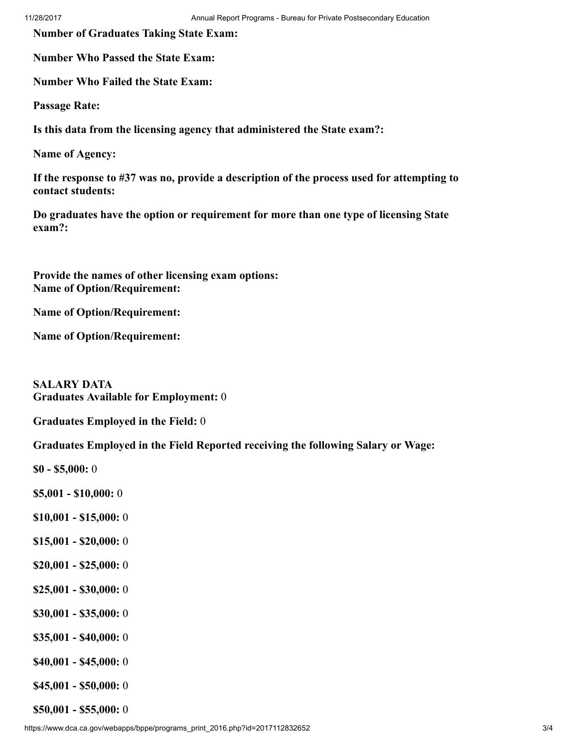**Number of Graduates Taking State Exam:**

**Number Who Passed the State Exam:**

**Number Who Failed the State Exam:**

**Passage Rate:**

**Is this data from the licensing agency that administered the State exam?:**

**Name of Agency:**

**If the response to #37 was no, provide a description of the process used for attempting to contact students:**

**Do graduates have the option or requirement for more than one type of licensing State exam?:**

**Provide the names of other licensing exam options:**
**Name of Option/Requirement:**

**Name of Option/Requirement:**

**Name of Option/Requirement:**

**SALARY DATA**
**Graduates Available for Employment:** 0

**Graduates Employed in the Field:** 0

**Graduates Employed in the Field Reported receiving the following Salary or Wage:**

**$0 - $5,000:** 0

**$5,001 - $10,000:** 0

**$10,001 - $15,000:** 0

**$15,001 - $20,000:** 0

**$20,001 - $25,000:** 0

**$25,001 - $30,000:** 0

**$30,001 - $35,000:** 0

**$35,001 - $40,000:** 0

**$40,001 - $45,000:** 0

**$45,001 - $50,000:** 0

**$50,001 - $55,000:** 0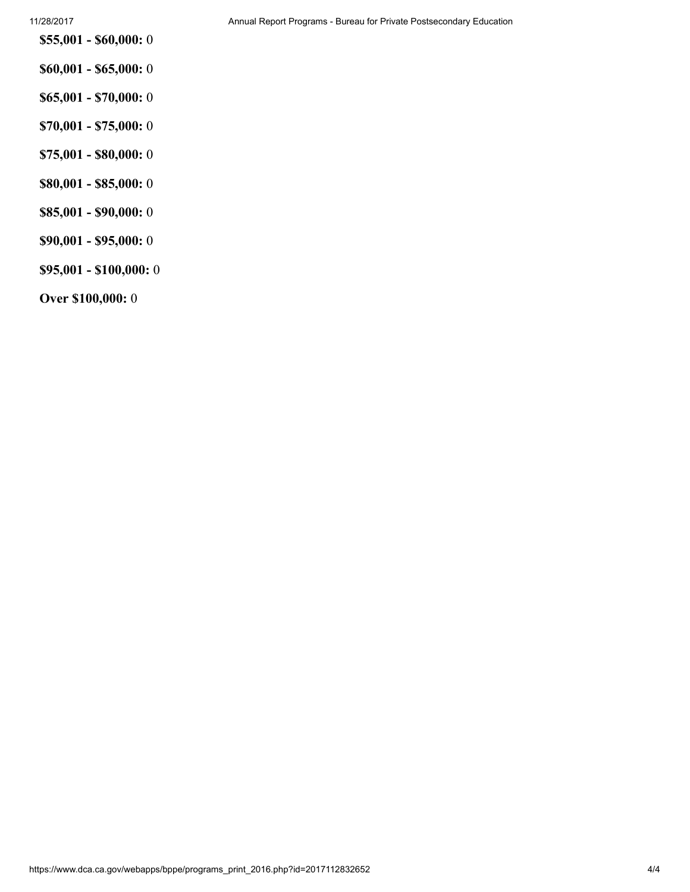**$55,001 - $60,000:** 0

**$60,001 - $65,000:** 0

**$65,001 - $70,000:** 0

**$70,001 - $75,000:** 0

**$75,001 - $80,000:** 0

**$80,001 - $85,000:** 0

**$85,001 - $90,000:** 0

**$90,001 - $95,000:** 0

**$95,001 - $100,000:** 0

**Over $100,000:** 0